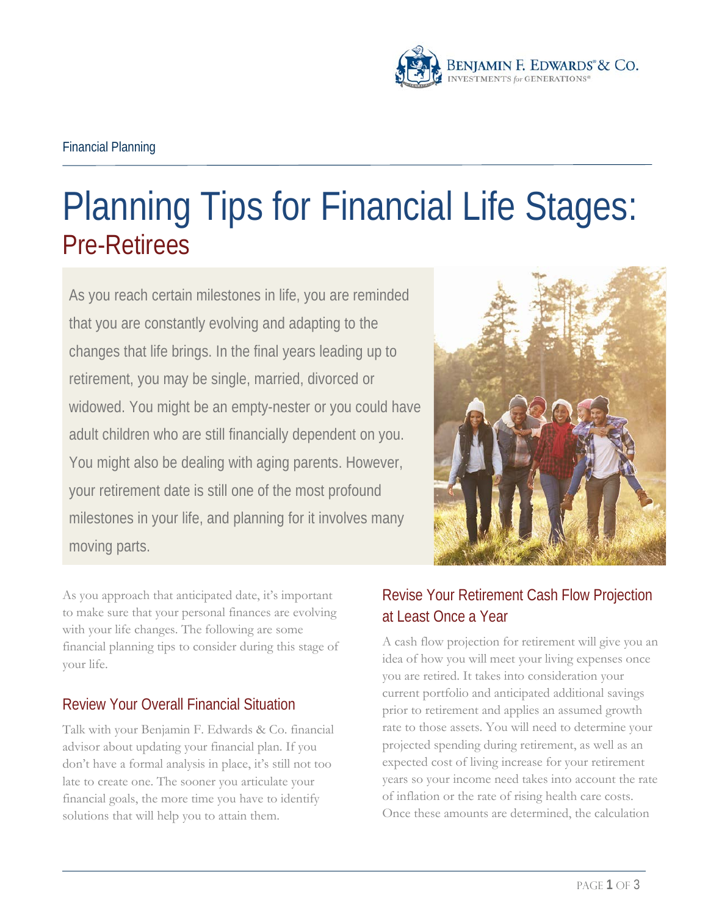Financial Planning

# Planning Tips for Financial Life Stages:

## Pre-Retirees

As you reach certain milestones in life, you are reminded that you are constantly evolving and adapting to the changes that life brings. In the final years leading up to retirement, you may be single, married, divorced or widowed. You might be an empty-nester or you could have adult children who are still financially dependent on you. You might also be dealing with aging parents. However, your retirement date is still one of the most profound milestones in your life, and planning for it involves many moving parts.

As you approach that anticipated date, it's important to make sure that your personal finances are evolving with your life changes. The following are some financial planning tips to consider during this stage of your life.

### Review Your Overall Financial Situation

Talk with your Benjamin F. Edwards & Co. financial advisor about updating your financial plan. If you don't have a formal analysis in place, it's still not too late to create one. The sooner you articulate your financial goals, the more time you have to identify solutions that will help you to attain them.

### Revise Your Retirement Cash Flow Projection at Least Once a Year

A cash flow projection for retirement will give you an idea of how you will meet your living expenses once you are retired. It takes into consideration your current portfolio and anticipated additional savings prior to retirement and applies an assumed growth rate to those assets. You will need to determine your projected spending during retirement, as well as an expected cost of living increase for your retirement years so your income need takes into account the rate of inflation or the rate of rising health care costs. Once these amounts are determined, the calculation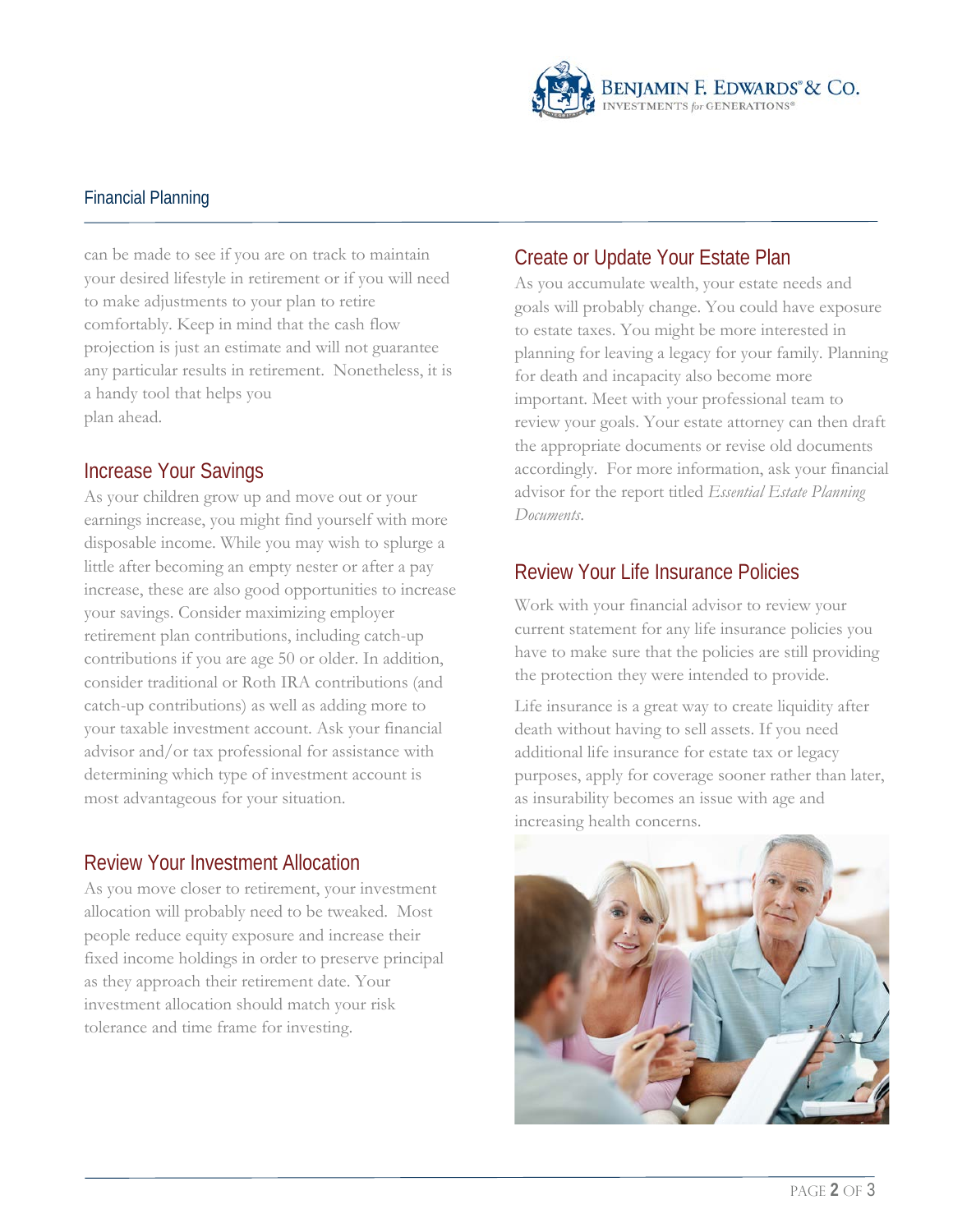can be made to see if you are on track to maintain your desired lifestyle in retirement or if you will need to make adjustments to your plan to retire comfortably. Keep in mind that the cash flow projection is just an estimate and will not guarantee any particular results in retirement. Nonetheless, it is a handy tool that helps you plan ahead.

## Increase Your Savings

As your children grow up and move out or your earnings increase, you might find yourself with more disposable income. While you may wish to splurge a little after becoming an empty nester or after a pay increase, these are also good opportunities to increase your savings. Consider maximizing employer retirement plan contributions, including catch-up contributions if you are age 50 or older. In addition, consider traditional or Roth IRA contributions (and catch-up contributions) as well as adding more to your taxable investment account. Ask your financial advisor and/or tax professional for assistance with determining which type of investment account is most advantageous for your situation.

## Review Your Investment Allocation

As you move closer to retirement, your investment allocation will probably need to be tweaked. Most people reduce equity exposure and increase their fixed income holdings in order to preserve principal as they approach their retirement date. Your investment allocation should match your risk tolerance and time frame for investing.

## Create or Update Your Estate Plan

As you accumulate wealth, your estate needs and goals will probably change. You could have exposure to estate taxes. You might be more interested in planning for leaving a legacy for your family. Planning for death and incapacity also become more important. Meet with your professional team to review your goals. Your estate attorney can then draft the appropriate documents or revise old documents accordingly. For more information, ask your financial advisor for the report titled *Essential Estate Planning Documents*.

## Review Your Life Insurance Policies

Work with your financial advisor to review your current statement for any life insurance policies you have to make sure that the policies are still providing the protection they were intended to provide.

Life insurance is a great way to create liquidity after death without having to sell assets. If you need additional life insurance for estate tax or legacy purposes, apply for coverage sooner rather than later, as insurability becomes an issue with age and increasing health concerns.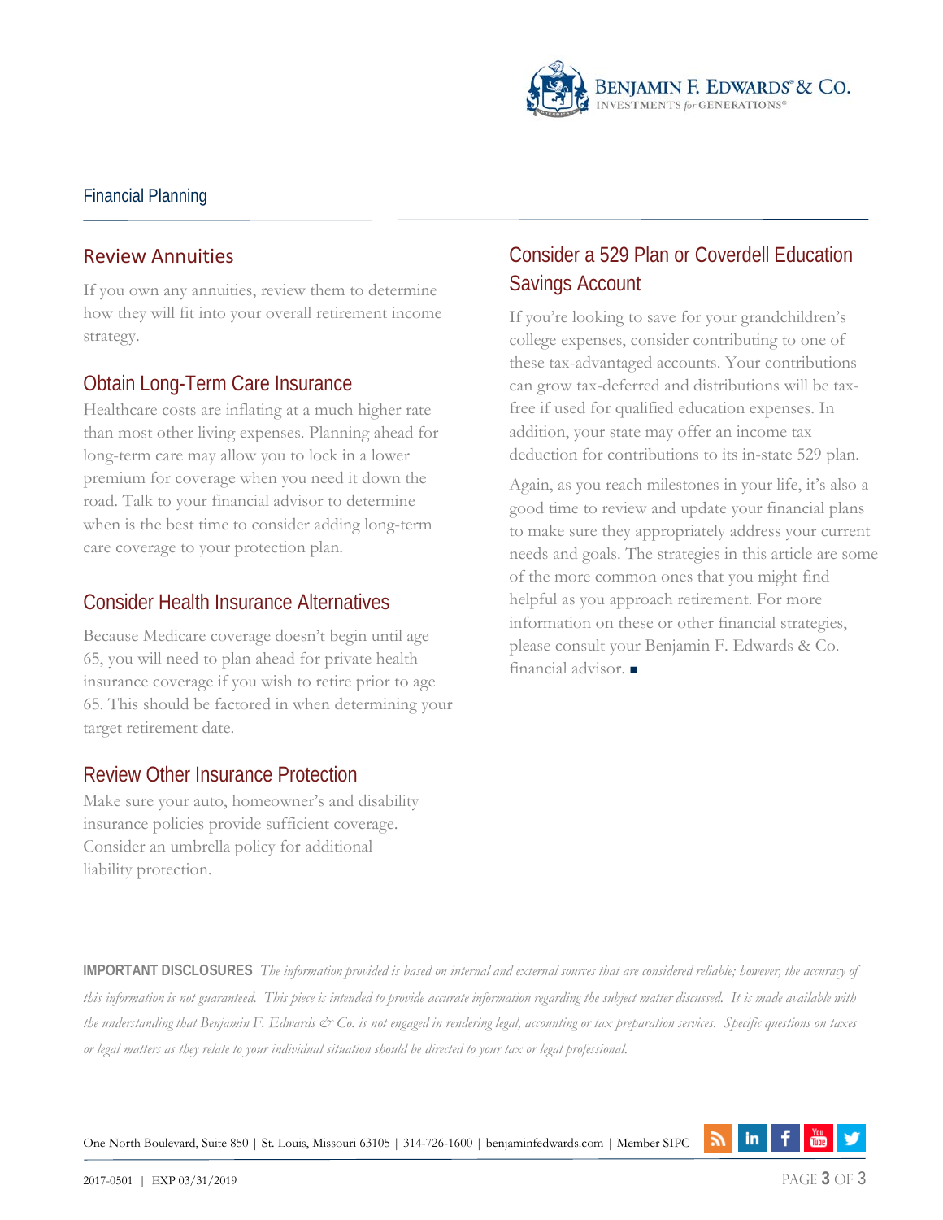## Review Annuities

If you own any annuities, review them to determine how they will fit into your overall retirement income strategy.

## Obtain Long-Term Care Insurance

Healthcare costs are inflating at a much higher rate than most other living expenses. Planning ahead for long-term care may allow you to lock in a lower premium for coverage when you need it down the road. Talk to your financial advisor to determine when is the best time to consider adding long-term care coverage to your protection plan.

## Consider Health Insurance Alternatives

Because Medicare coverage doesn't begin until age 65, you will need to plan ahead for private health insurance coverage if you wish to retire prior to age 65. This should be factored in when determining your target retirement date.

## Review Other Insurance Protection

Make sure your auto, homeowner's and disability insurance policies provide sufficient coverage. Consider an umbrella policy for additional liability protection.

## Consider a 529 Plan or Coverdell Education Savings Account

If you're looking to save for your grandchildren's college expenses, consider contributing to one of these tax-advantaged accounts. Your contributions can grow tax-deferred and distributions will be tax-free if used for qualified education expenses. In addition, your state may offer an income tax deduction for contributions to its in-state 529 plan.

Again, as you reach milestones in your life, it's also a good time to review and update your financial plans to make sure they appropriately address your current needs and goals. The strategies in this article are some of the more common ones that you might find helpful as you approach retirement. For more information on these or other financial strategies, please consult your Benjamin F. Edwards & Co. financial advisor. ■

**IMPORTANT DISCLOSURES** *The information provided is based on internal and external sources that are considered reliable; however, the accuracy of this information is not guaranteed. This piece is intended to provide accurate information regarding the subject matter discussed. It is made available with the understanding that Benjamin F. Edwards & Co. is not engaged in rendering legal, accounting or tax preparation services. Specific questions on taxes or legal matters as they relate to your individual situation should be directed to your tax or legal professional.*

One North Boulevard, Suite 850 | St. Louis, Missouri 63105 | 314-726-1600 | benjaminfedwards.com | Member SIPC

2017-0501 | EXP 03/31/2019